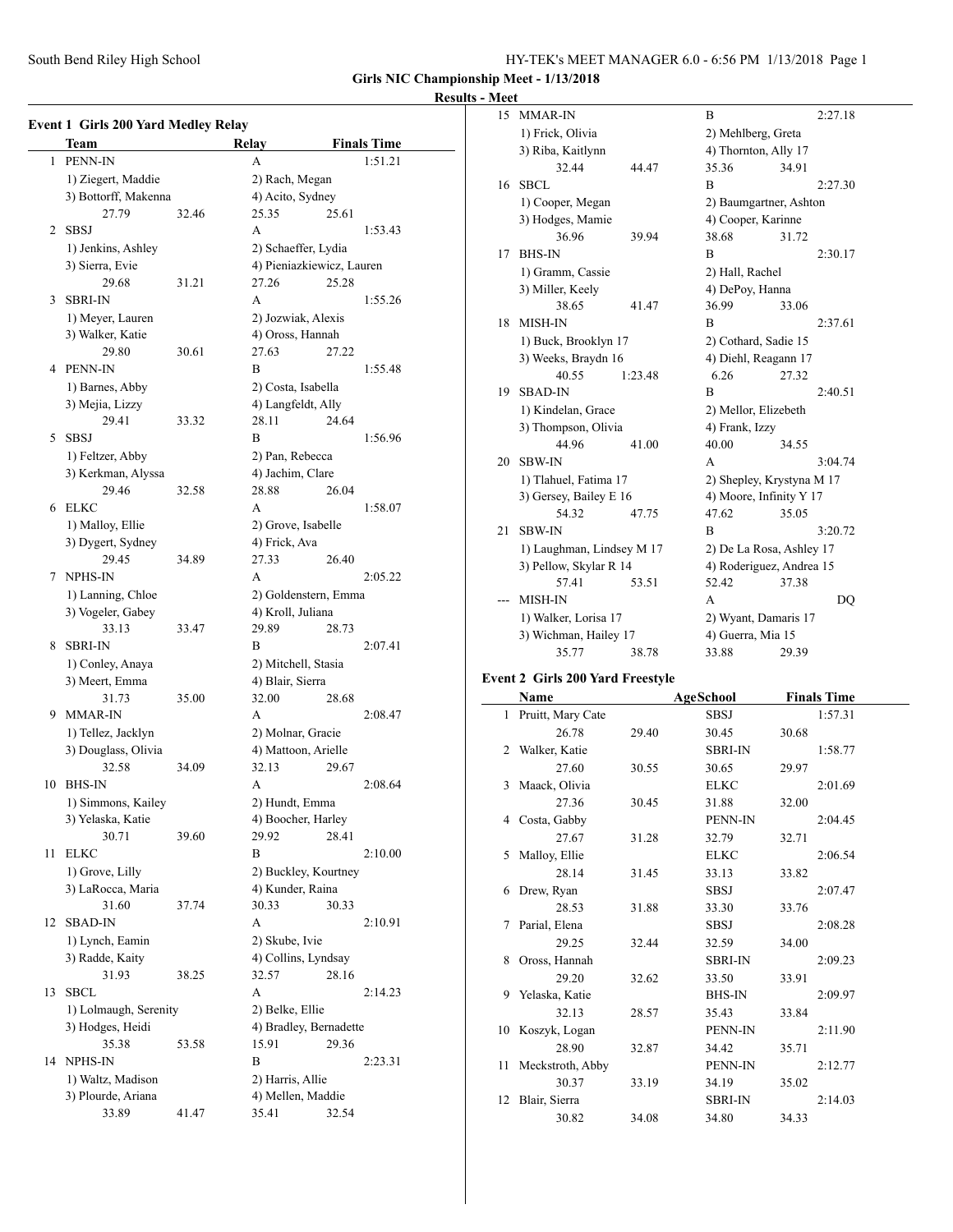**Girls NIC Championship Meet - 1/13/2018**

**Results - Meet**

### Event 1 Girls 200 Yard Medley Relay

| | Team | | Relay | Finals Time |
|---|---|---|---|---|
| 1 | PENN-IN | | A | 1:51.21 |
| | 1) Ziegert, Maddie | | 2) Rach, Megan | |
| | 3) Bottorff, Makenna | | 4) Acito, Sydney | |
| | 27.79 | 32.46 | 25.35 | 25.61 |
| 2 | SBSJ | | A | 1:53.43 |
| | 1) Jenkins, Ashley | | 2) Schaeffer, Lydia | |
| | 3) Sierra, Evie | | 4) Pieniazkiewicz, Lauren | |
| | 29.68 | 31.21 | 27.26 | 25.28 |
| 3 | SBRI-IN | | A | 1:55.26 |
| | 1) Meyer, Lauren | | 2) Jozwiak, Alexis | |
| | 3) Walker, Katie | | 4) Oross, Hannah | |
| | 29.80 | 30.61 | 27.63 | 27.22 |
| 4 | PENN-IN | | B | 1:55.48 |
| | 1) Barnes, Abby | | 2) Costa, Isabella | |
| | 3) Mejia, Lizzy | | 4) Langfeldt, Ally | |
| | 29.41 | 33.32 | 28.11 | 24.64 |
| 5 | SBSJ | | B | 1:56.96 |
| | 1) Feltzer, Abby | | 2) Pan, Rebecca | |
| | 3) Kerkman, Alyssa | | 4) Jachim, Clare | |
| | 29.46 | 32.58 | 28.88 | 26.04 |
| 6 | ELKC | | A | 1:58.07 |
| | 1) Malloy, Ellie | | 2) Grove, Isabelle | |
| | 3) Dygert, Sydney | | 4) Frick, Ava | |
| | 29.45 | 34.89 | 27.33 | 26.40 |
| 7 | NPHS-IN | | A | 2:05.22 |
| | 1) Lanning, Chloe | | 2) Goldenstern, Emma | |
| | 3) Vogeler, Gabey | | 4) Kroll, Juliana | |
| | 33.13 | 33.47 | 29.89 | 28.73 |
| 8 | SBRI-IN | | B | 2:07.41 |
| | 1) Conley, Anaya | | 2) Mitchell, Stasia | |
| | 3) Meert, Emma | | 4) Blair, Sierra | |
| | 31.73 | 35.00 | 32.00 | 28.68 |
| 9 | MMAR-IN | | A | 2:08.47 |
| | 1) Tellez, Jacklyn | | 2) Molnar, Gracie | |
| | 3) Douglass, Olivia | | 4) Mattoon, Arielle | |
| | 32.58 | 34.09 | 32.13 | 29.67 |
| 10 | BHS-IN | | A | 2:08.64 |
| | 1) Simmons, Kailey | | 2) Hundt, Emma | |
| | 3) Yelaska, Katie | | 4) Boocher, Harley | |
| | 30.71 | 39.60 | 29.92 | 28.41 |
| 11 | ELKC | | B | 2:10.00 |
| | 1) Grove, Lilly | | 2) Buckley, Kourtney | |
| | 3) LaRocca, Maria | | 4) Kunder, Raina | |
| | 31.60 | 37.74 | 30.33 | 30.33 |
| 12 | SBAD-IN | | A | 2:10.91 |
| | 1) Lynch, Eamin | | 2) Skube, Ivie | |
| | 3) Radde, Kaity | | 4) Collins, Lyndsay | |
| | 31.93 | 38.25 | 32.57 | 28.16 |
| 13 | SBCL | | A | 2:14.23 |
| | 1) Lolmaugh, Serenity | | 2) Belke, Ellie | |
| | 3) Hodges, Heidi | | 4) Bradley, Bernadette | |
| | 35.38 | 53.58 | 15.91 | 29.36 |
| 14 | NPHS-IN | | B | 2:23.31 |
| | 1) Waltz, Madison | | 2) Harris, Allie | |
| | 3) Plourde, Ariana | | 4) Mellen, Maddie | |
| | 33.89 | 41.47 | 35.41 | 32.54 |
| 15 | MMAR-IN | | B | 2:27.18 |
| | 1) Frick, Olivia | | 2) Mehlberg, Greta | |
| | 3) Riba, Kaitlynn | | 4) Thornton, Ally 17 | |
| | 32.44 | 44.47 | 35.36 | 34.91 |
| 16 | SBCL | | B | 2:27.30 |
| | 1) Cooper, Megan | | 2) Baumgartner, Ashton | |
| | 3) Hodges, Mamie | | 4) Cooper, Karinne | |
| | 36.96 | 39.94 | 38.68 | 31.72 |
| 17 | BHS-IN | | B | 2:30.17 |
| | 1) Gramm, Cassie | | 2) Hall, Rachel | |
| | 3) Miller, Keely | | 4) DePoy, Hanna | |
| | 38.65 | 41.47 | 36.99 | 33.06 |
| 18 | MISH-IN | | B | 2:37.61 |
| | 1) Buck, Brooklyn 17 | | 2) Cothard, Sadie 15 | |
| | 3) Weeks, Braydn 16 | | 4) Diehl, Reagann 17 | |
| | 40.55 | 1:23.48 | 6.26 | 27.32 |
| 19 | SBAD-IN | | B | 2:40.51 |
| | 1) Kindelan, Grace | | 2) Mellor, Elizebeth | |
| | 3) Thompson, Olivia | | 4) Frank, Izzy | |
| | 44.96 | 41.00 | 40.00 | 34.55 |
| 20 | SBW-IN | | A | 3:04.74 |
| | 1) Tlahuel, Fatima 17 | | 2) Shepley, Krystyna M 17 | |
| | 3) Gersey, Bailey E 16 | | 4) Moore, Infinity Y 17 | |
| | 54.32 | 47.75 | 47.62 | 35.05 |
| 21 | SBW-IN | | B | 3:20.72 |
| | 1) Laughman, Lindsey M 17 | | 2) De La Rosa, Ashley 17 | |
| | 3) Pellow, Skylar R 14 | | 4) Roderiguez, Andrea 15 | |
| | 57.41 | 53.51 | 52.42 | 37.38 |
| --- | MISH-IN | | A | DQ |
| | 1) Walker, Lorisa 17 | | 2) Wyant, Damaris 17 | |
| | 3) Wichman, Hailey 17 | | 4) Guerra, Mia 15 | |
| | 35.77 | 38.78 | 33.88 | 29.39 |

### Event 2 Girls 200 Yard Freestyle

| | Name | Age | School | Finals Time |
|---|---|---|---|---|
| 1 | Pruitt, Mary Cate | | SBSJ | 1:57.31 |
| | 26.78 | 29.40 | 30.45 | 30.68 |
| 2 | Walker, Katie | | SBRI-IN | 1:58.77 |
| | 27.60 | 30.55 | 30.65 | 29.97 |
| 3 | Maack, Olivia | | ELKC | 2:01.69 |
| | 27.36 | 30.45 | 31.88 | 32.00 |
| 4 | Costa, Gabby | | PENN-IN | 2:04.45 |
| | 27.67 | 31.28 | 32.79 | 32.71 |
| 5 | Malloy, Ellie | | ELKC | 2:06.54 |
| | 28.14 | 31.45 | 33.13 | 33.82 |
| 6 | Drew, Ryan | | SBSJ | 2:07.47 |
| | 28.53 | 31.88 | 33.30 | 33.76 |
| 7 | Parial, Elena | | SBSJ | 2:08.28 |
| | 29.25 | 32.44 | 32.59 | 34.00 |
| 8 | Oross, Hannah | | SBRI-IN | 2:09.23 |
| | 29.20 | 32.62 | 33.50 | 33.91 |
| 9 | Yelaska, Katie | | BHS-IN | 2:09.97 |
| | 32.13 | 28.57 | 35.43 | 33.84 |
| 10 | Koszyk, Logan | | PENN-IN | 2:11.90 |
| | 28.90 | 32.87 | 34.42 | 35.71 |
| 11 | Meckstroth, Abby | | PENN-IN | 2:12.77 |
| | 30.37 | 33.19 | 34.19 | 35.02 |
| 12 | Blair, Sierra | | SBRI-IN | 2:14.03 |
| | 30.82 | 34.08 | 34.80 | 34.33 |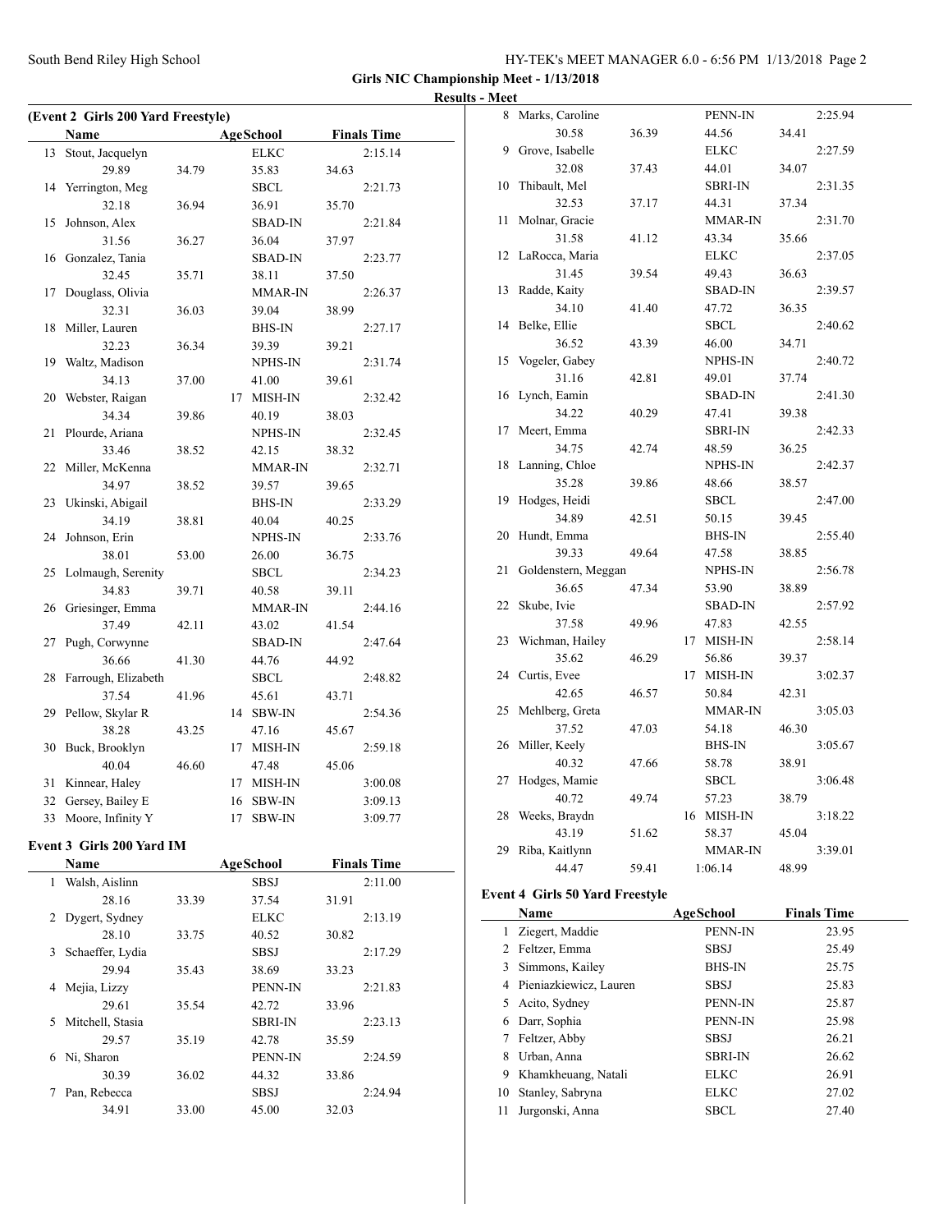**Girls NIC Championship Meet - 1/13/2018**

**Results - Meet**

### (Event 2 Girls 200 Yard Freestyle)

| | Name | | AgeSchool | | Finals Time |
|---|---|---|---|---|---|
| 13 | Stout, Jacquelyn | | ELKC | | 2:15.14 |
| | 29.89 | 34.79 | 35.83 | 34.63 | |
| 14 | Yerrington, Meg | | SBCL | | 2:21.73 |
| | 32.18 | 36.94 | 36.91 | 35.70 | |
| 15 | Johnson, Alex | | SBAD-IN | | 2:21.84 |
| | 31.56 | 36.27 | 36.04 | 37.97 | |
| 16 | Gonzalez, Tania | | SBAD-IN | | 2:23.77 |
| | 32.45 | 35.71 | 38.11 | 37.50 | |
| 17 | Douglass, Olivia | | MMAR-IN | | 2:26.37 |
| | 32.31 | 36.03 | 39.04 | 38.99 | |
| 18 | Miller, Lauren | | BHS-IN | | 2:27.17 |
| | 32.23 | 36.34 | 39.39 | 39.21 | |
| 19 | Waltz, Madison | | NPHS-IN | | 2:31.74 |
| | 34.13 | 37.00 | 41.00 | 39.61 | |
| 20 | Webster, Raigan | | 17 MISH-IN | | 2:32.42 |
| | 34.34 | 39.86 | 40.19 | 38.03 | |
| 21 | Plourde, Ariana | | NPHS-IN | | 2:32.45 |
| | 33.46 | 38.52 | 42.15 | 38.32 | |
| 22 | Miller, McKenna | | MMAR-IN | | 2:32.71 |
| | 34.97 | 38.52 | 39.57 | 39.65 | |
| 23 | Ukinski, Abigail | | BHS-IN | | 2:33.29 |
| | 34.19 | 38.81 | 40.04 | 40.25 | |
| 24 | Johnson, Erin | | NPHS-IN | | 2:33.76 |
| | 38.01 | 53.00 | 26.00 | 36.75 | |
| 25 | Lolmaugh, Serenity | | SBCL | | 2:34.23 |
| | 34.83 | 39.71 | 40.58 | 39.11 | |
| 26 | Griesinger, Emma | | MMAR-IN | | 2:44.16 |
| | 37.49 | 42.11 | 43.02 | 41.54 | |
| 27 | Pugh, Corwynne | | SBAD-IN | | 2:47.64 |
| | 36.66 | 41.30 | 44.76 | 44.92 | |
| 28 | Farrough, Elizabeth | | SBCL | | 2:48.82 |
| | 37.54 | 41.96 | 45.61 | 43.71 | |
| 29 | Pellow, Skylar R | | 14 SBW-IN | | 2:54.36 |
| | 38.28 | 43.25 | 47.16 | 45.67 | |
| 30 | Buck, Brooklyn | | 17 MISH-IN | | 2:59.18 |
| | 40.04 | 46.60 | 47.48 | 45.06 | |
| 31 | Kinnear, Haley | | 17 MISH-IN | | 3:00.08 |
| 32 | Gersey, Bailey E | | 16 SBW-IN | | 3:09.13 |
| 33 | Moore, Infinity Y | | 17 SBW-IN | | 3:09.77 |

### Event 3 Girls 200 Yard IM

| | Name | | AgeSchool | | Finals Time |
|---|---|---|---|---|---|
| 1 | Walsh, Aislinn | | SBSJ | | 2:11.00 |
| | 28.16 | 33.39 | 37.54 | 31.91 | |
| 2 | Dygert, Sydney | | ELKC | | 2:13.19 |
| | 28.10 | 33.75 | 40.52 | 30.82 | |
| 3 | Schaeffer, Lydia | | SBSJ | | 2:17.29 |
| | 29.94 | 35.43 | 38.69 | 33.23 | |
| 4 | Mejia, Lizzy | | PENN-IN | | 2:21.83 |
| | 29.61 | 35.54 | 42.72 | 33.96 | |
| 5 | Mitchell, Stasia | | SBRI-IN | | 2:23.13 |
| | 29.57 | 35.19 | 42.78 | 35.59 | |
| 6 | Ni, Sharon | | PENN-IN | | 2:24.59 |
| | 30.39 | 36.02 | 44.32 | 33.86 | |
| 7 | Pan, Rebecca | | SBSJ | | 2:24.94 |
| | 34.91 | 33.00 | 45.00 | 32.03 | |
| 8 | Marks, Caroline | | PENN-IN | | 2:25.94 |
| | 30.58 | 36.39 | 44.56 | 34.41 | |
| 9 | Grove, Isabelle | | ELKC | | 2:27.59 |
| | 32.08 | 37.43 | 44.01 | 34.07 | |
| 10 | Thibault, Mel | | SBRI-IN | | 2:31.35 |
| | 32.53 | 37.17 | 44.31 | 37.34 | |
| 11 | Molnar, Gracie | | MMAR-IN | | 2:31.70 |
| | 31.58 | 41.12 | 43.34 | 35.66 | |
| 12 | LaRocca, Maria | | ELKC | | 2:37.05 |
| | 31.45 | 39.54 | 49.43 | 36.63 | |
| 13 | Radde, Kaity | | SBAD-IN | | 2:39.57 |
| | 34.10 | 41.40 | 47.72 | 36.35 | |
| 14 | Belke, Ellie | | SBCL | | 2:40.62 |
| | 36.52 | 43.39 | 46.00 | 34.71 | |
| 15 | Vogeler, Gabey | | NPHS-IN | | 2:40.72 |
| | 31.16 | 42.81 | 49.01 | 37.74 | |
| 16 | Lynch, Eamin | | SBAD-IN | | 2:41.30 |
| | 34.22 | 40.29 | 47.41 | 39.38 | |
| 17 | Meert, Emma | | SBRI-IN | | 2:42.33 |
| | 34.75 | 42.74 | 48.59 | 36.25 | |
| 18 | Lanning, Chloe | | NPHS-IN | | 2:42.37 |
| | 35.28 | 39.86 | 48.66 | 38.57 | |
| 19 | Hodges, Heidi | | SBCL | | 2:47.00 |
| | 34.89 | 42.51 | 50.15 | 39.45 | |
| 20 | Hundt, Emma | | BHS-IN | | 2:55.40 |
| | 39.33 | 49.64 | 47.58 | 38.85 | |
| 21 | Goldenstern, Meggan | | NPHS-IN | | 2:56.78 |
| | 36.65 | 47.34 | 53.90 | 38.89 | |
| 22 | Skube, Ivie | | SBAD-IN | | 2:57.92 |
| | 37.58 | 49.96 | 47.83 | 42.55 | |
| 23 | Wichman, Hailey | | 17 MISH-IN | | 2:58.14 |
| | 35.62 | 46.29 | 56.86 | 39.37 | |
| 24 | Curtis, Evee | | 17 MISH-IN | | 3:02.37 |
| | 42.65 | 46.57 | 50.84 | 42.31 | |
| 25 | Mehlberg, Greta | | MMAR-IN | | 3:05.03 |
| | 37.52 | 47.03 | 54.18 | 46.30 | |
| 26 | Miller, Keely | | BHS-IN | | 3:05.67 |
| | 40.32 | 47.66 | 58.78 | 38.91 | |
| 27 | Hodges, Mamie | | SBCL | | 3:06.48 |
| | 40.72 | 49.74 | 57.23 | 38.79 | |
| 28 | Weeks, Braydn | | 16 MISH-IN | | 3:18.22 |
| | 43.19 | 51.62 | 58.37 | 45.04 | |
| 29 | Riba, Kaitlynn | | MMAR-IN | | 3:39.01 |
| | 44.47 | 59.41 | 1:06.14 | 48.99 | |

### Event 4 Girls 50 Yard Freestyle

| | Name | AgeSchool | Finals Time |
|---|---|---|---|
| 1 | Ziegert, Maddie | PENN-IN | 23.95 |
| 2 | Feltzer, Emma | SBSJ | 25.49 |
| 3 | Simmons, Kailey | BHS-IN | 25.75 |
| 4 | Pieniazkiewicz, Lauren | SBSJ | 25.83 |
| 5 | Acito, Sydney | PENN-IN | 25.87 |
| 6 | Darr, Sophia | PENN-IN | 25.98 |
| 7 | Feltzer, Abby | SBSJ | 26.21 |
| 8 | Urban, Anna | SBRI-IN | 26.62 |
| 9 | Khamkheuang, Natali | ELKC | 26.91 |
| 10 | Stanley, Sabryna | ELKC | 27.02 |
| 11 | Jurgonski, Anna | SBCL | 27.40 |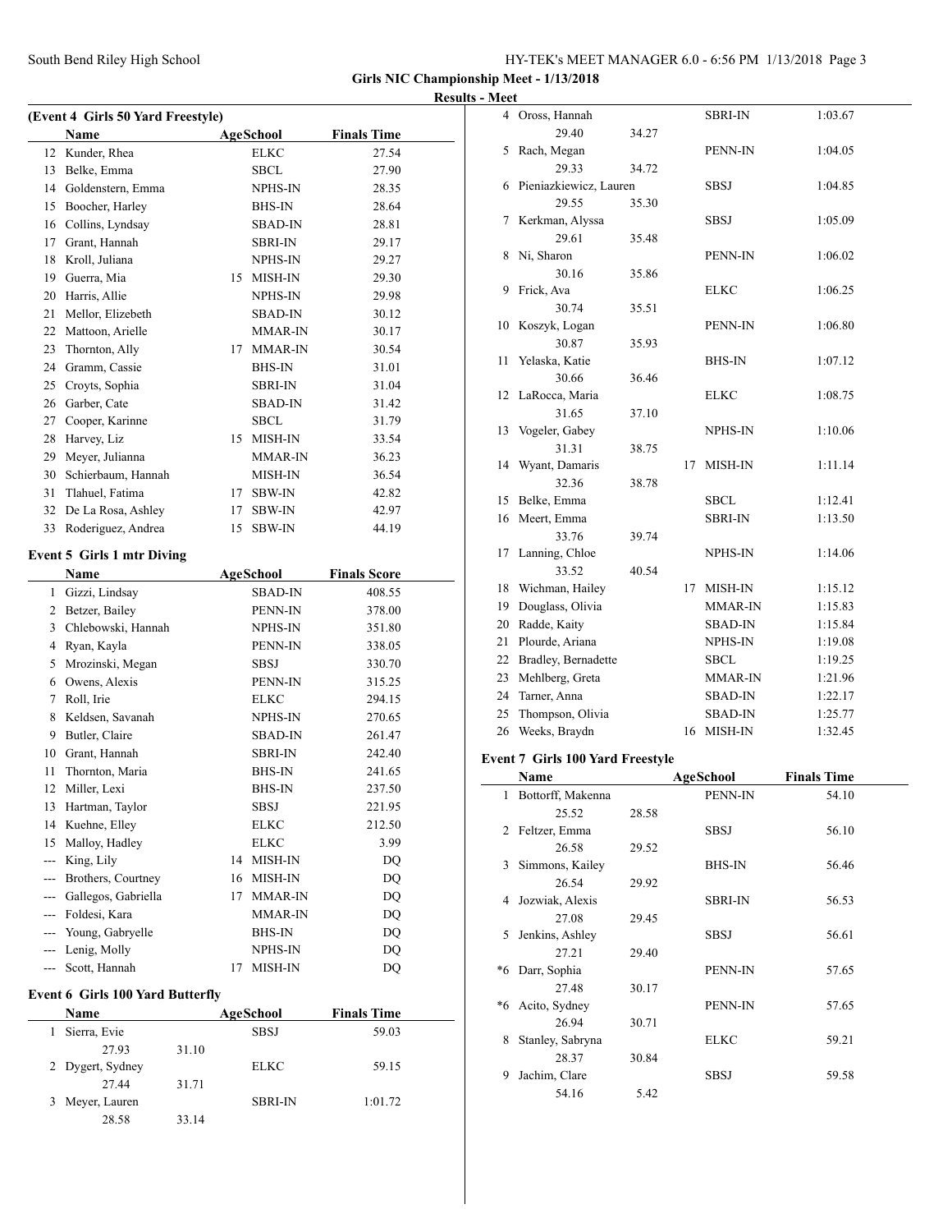Girls NIC Championship Meet - 1/13/2018

Results - Meet

### (Event 4 Girls 50 Yard Freestyle)

| | Name | Age | School | Finals Time |
|---|---|---|---|---|
| 12 | Kunder, Rhea | | ELKC | 27.54 |
| 13 | Belke, Emma | | SBCL | 27.90 |
| 14 | Goldenstern, Emma | | NPHS-IN | 28.35 |
| 15 | Boocher, Harley | | BHS-IN | 28.64 |
| 16 | Collins, Lyndsay | | SBAD-IN | 28.81 |
| 17 | Grant, Hannah | | SBRI-IN | 29.17 |
| 18 | Kroll, Juliana | | NPHS-IN | 29.27 |
| 19 | Guerra, Mia | 15 | MISH-IN | 29.30 |
| 20 | Harris, Allie | | NPHS-IN | 29.98 |
| 21 | Mellor, Elizebeth | | SBAD-IN | 30.12 |
| 22 | Mattoon, Arielle | | MMAR-IN | 30.17 |
| 23 | Thornton, Ally | 17 | MMAR-IN | 30.54 |
| 24 | Gramm, Cassie | | BHS-IN | 31.01 |
| 25 | Croyts, Sophia | | SBRI-IN | 31.04 |
| 26 | Garber, Cate | | SBAD-IN | 31.42 |
| 27 | Cooper, Karinne | | SBCL | 31.79 |
| 28 | Harvey, Liz | 15 | MISH-IN | 33.54 |
| 29 | Meyer, Julianna | | MMAR-IN | 36.23 |
| 30 | Schierbaum, Hannah | | MISH-IN | 36.54 |
| 31 | Tlahuel, Fatima | 17 | SBW-IN | 42.82 |
| 32 | De La Rosa, Ashley | 17 | SBW-IN | 42.97 |
| 33 | Roderiguez, Andrea | 15 | SBW-IN | 44.19 |

### Event 5 Girls 1 mtr Diving

| | Name | Age | School | Finals Score |
|---|---|---|---|---|
| 1 | Gizzi, Lindsay | | SBAD-IN | 408.55 |
| 2 | Betzer, Bailey | | PENN-IN | 378.00 |
| 3 | Chlebowski, Hannah | | NPHS-IN | 351.80 |
| 4 | Ryan, Kayla | | PENN-IN | 338.05 |
| 5 | Mrozinski, Megan | | SBSJ | 330.70 |
| 6 | Owens, Alexis | | PENN-IN | 315.25 |
| 7 | Roll, Irie | | ELKC | 294.15 |
| 8 | Keldsen, Savanah | | NPHS-IN | 270.65 |
| 9 | Butler, Claire | | SBAD-IN | 261.47 |
| 10 | Grant, Hannah | | SBRI-IN | 242.40 |
| 11 | Thornton, Maria | | BHS-IN | 241.65 |
| 12 | Miller, Lexi | | BHS-IN | 237.50 |
| 13 | Hartman, Taylor | | SBSJ | 221.95 |
| 14 | Kuehne, Elley | | ELKC | 212.50 |
| 15 | Malloy, Hadley | | ELKC | 3.99 |
| --- | King, Lily | 14 | MISH-IN | DQ |
| --- | Brothers, Courtney | 16 | MISH-IN | DQ |
| --- | Gallegos, Gabriella | 17 | MMAR-IN | DQ |
| --- | Foldesi, Kara | | MMAR-IN | DQ |
| --- | Young, Gabryelle | | BHS-IN | DQ |
| --- | Lenig, Molly | | NPHS-IN | DQ |
| --- | Scott, Hannah | 17 | MISH-IN | DQ |

### Event 6 Girls 100 Yard Butterfly

| | Name | Age | School | Finals Time |
|---|---|---|---|---|
| 1 | Sierra, Evie | | SBSJ | 59.03 |
| | 27.93 31.10 | | | |
| 2 | Dygert, Sydney | | ELKC | 59.15 |
| | 27.44 31.71 | | | |
| 3 | Meyer, Lauren | | SBRI-IN | 1:01.72 |
| | 28.58 33.14 | | | |
| 4 | Oross, Hannah | | SBRI-IN | 1:03.67 |
| | 29.40 34.27 | | | |
| 5 | Rach, Megan | | PENN-IN | 1:04.05 |
| | 29.33 34.72 | | | |
| 6 | Pieniazkiewicz, Lauren | | SBSJ | 1:04.85 |
| | 29.55 35.30 | | | |
| 7 | Kerkman, Alyssa | | SBSJ | 1:05.09 |
| | 29.61 35.48 | | | |
| 8 | Ni, Sharon | | PENN-IN | 1:06.02 |
| | 30.16 35.86 | | | |
| 9 | Frick, Ava | | ELKC | 1:06.25 |
| | 30.74 35.51 | | | |
| 10 | Koszyk, Logan | | PENN-IN | 1:06.80 |
| | 30.87 35.93 | | | |
| 11 | Yelaska, Katie | | BHS-IN | 1:07.12 |
| | 30.66 36.46 | | | |
| 12 | LaRocca, Maria | | ELKC | 1:08.75 |
| | 31.65 37.10 | | | |
| 13 | Vogeler, Gabey | | NPHS-IN | 1:10.06 |
| | 31.31 38.75 | | | |
| 14 | Wyant, Damaris | 17 | MISH-IN | 1:11.14 |
| | 32.36 38.78 | | | |
| 15 | Belke, Emma | | SBCL | 1:12.41 |
| 16 | Meert, Emma | | SBRI-IN | 1:13.50 |
| | 33.76 39.74 | | | |
| 17 | Lanning, Chloe | | NPHS-IN | 1:14.06 |
| | 33.52 40.54 | | | |
| 18 | Wichman, Hailey | 17 | MISH-IN | 1:15.12 |
| 19 | Douglass, Olivia | | MMAR-IN | 1:15.83 |
| 20 | Radde, Kaity | | SBAD-IN | 1:15.84 |
| 21 | Plourde, Ariana | | NPHS-IN | 1:19.08 |
| 22 | Bradley, Bernadette | | SBCL | 1:19.25 |
| 23 | Mehlberg, Greta | | MMAR-IN | 1:21.96 |
| 24 | Tarner, Anna | | SBAD-IN | 1:22.17 |
| 25 | Thompson, Olivia | | SBAD-IN | 1:25.77 |
| 26 | Weeks, Braydn | 16 | MISH-IN | 1:32.45 |

### Event 7 Girls 100 Yard Freestyle

| | Name | Age | School | Finals Time |
|---|---|---|---|---|
| 1 | Bottorff, Makenna | | PENN-IN | 54.10 |
| | 25.52 28.58 | | | |
| 2 | Feltzer, Emma | | SBSJ | 56.10 |
| | 26.58 29.52 | | | |
| 3 | Simmons, Kailey | | BHS-IN | 56.46 |
| | 26.54 29.92 | | | |
| 4 | Jozwiak, Alexis | | SBRI-IN | 56.53 |
| | 27.08 29.45 | | | |
| 5 | Jenkins, Ashley | | SBSJ | 56.61 |
| | 27.21 29.40 | | | |
| *6 | Darr, Sophia | | PENN-IN | 57.65 |
| | 27.48 30.17 | | | |
| *6 | Acito, Sydney | | PENN-IN | 57.65 |
| | 26.94 30.71 | | | |
| 8 | Stanley, Sabryna | | ELKC | 59.21 |
| | 28.37 30.84 | | | |
| 9 | Jachim, Clare | | SBSJ | 59.58 |
| | 54.16 5.42 | | | |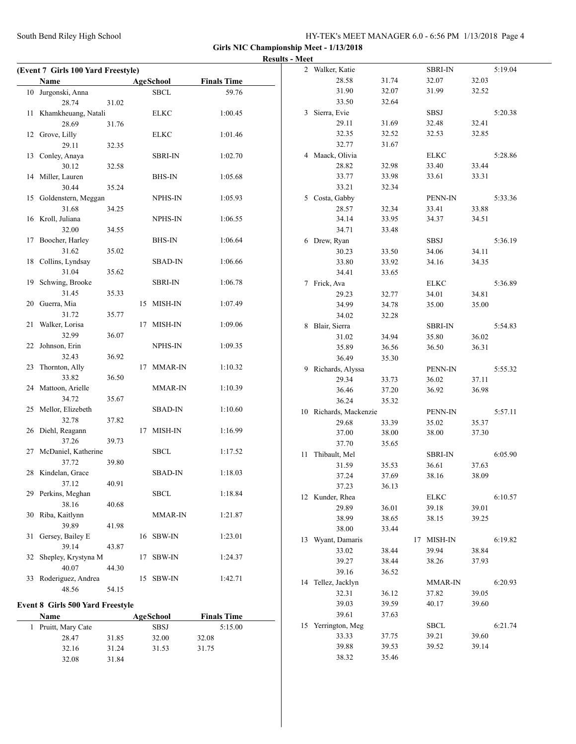## Girls NIC Championship Meet - 1/13/2018

### Results - Meet

**(Event 7 Girls 100 Yard Freestyle)**

| | Name | Age | School | Finals Time |
|---|---|---|---|---|
| 10 | Jurgonski, Anna | | SBCL | 59.76 |
| | 28.74 31.02 | | | |
| 11 | Khamkheuang, Natali | | ELKC | 1:00.45 |
| | 28.69 31.76 | | | |
| 12 | Grove, Lilly | | ELKC | 1:01.46 |
| | 29.11 32.35 | | | |
| 13 | Conley, Anaya | | SBRI-IN | 1:02.70 |
| | 30.12 32.58 | | | |
| 14 | Miller, Lauren | | BHS-IN | 1:05.68 |
| | 30.44 35.24 | | | |
| 15 | Goldenstern, Meggan | | NPHS-IN | 1:05.93 |
| | 31.68 34.25 | | | |
| 16 | Kroll, Juliana | | NPHS-IN | 1:06.55 |
| | 32.00 34.55 | | | |
| 17 | Boocher, Harley | | BHS-IN | 1:06.64 |
| | 31.62 35.02 | | | |
| 18 | Collins, Lyndsay | | SBAD-IN | 1:06.66 |
| | 31.04 35.62 | | | |
| 19 | Schwing, Brooke | | SBRI-IN | 1:06.78 |
| | 31.45 35.33 | | | |
| 20 | Guerra, Mia | 15 | MISH-IN | 1:07.49 |
| | 31.72 35.77 | | | |
| 21 | Walker, Lorisa | 17 | MISH-IN | 1:09.06 |
| | 32.99 36.07 | | | |
| 22 | Johnson, Erin | | NPHS-IN | 1:09.35 |
| | 32.43 36.92 | | | |
| 23 | Thornton, Ally | 17 | MMAR-IN | 1:10.32 |
| | 33.82 36.50 | | | |
| 24 | Mattoon, Arielle | | MMAR-IN | 1:10.39 |
| | 34.72 35.67 | | | |
| 25 | Mellor, Elizebeth | | SBAD-IN | 1:10.60 |
| | 32.78 37.82 | | | |
| 26 | Diehl, Reagann | 17 | MISH-IN | 1:16.99 |
| | 37.26 39.73 | | | |
| 27 | McDaniel, Katherine | | SBCL | 1:17.52 |
| | 37.72 39.80 | | | |
| 28 | Kindelan, Grace | | SBAD-IN | 1:18.03 |
| | 37.12 40.91 | | | |
| 29 | Perkins, Meghan | | SBCL | 1:18.84 |
| | 38.16 40.68 | | | |
| 30 | Riba, Kaitlynn | | MMAR-IN | 1:21.87 |
| | 39.89 41.98 | | | |
| 31 | Gersey, Bailey E | 16 | SBW-IN | 1:23.01 |
| | 39.14 43.87 | | | |
| 32 | Shepley, Krystyna M | 17 | SBW-IN | 1:24.37 |
| | 40.07 44.30 | | | |
| 33 | Roderiguez, Andrea | 15 | SBW-IN | 1:42.71 |
| | 48.56 54.15 | | | |

**Event 8 Girls 500 Yard Freestyle**

| | Name | Age | School | Finals Time |
|---|---|---|---|---|
| 1 | Pruitt, Mary Cate | | SBSJ | 5:15.00 |
| | 28.47 31.85 32.00 32.08 | | | |
| | 32.16 31.24 31.53 31.75 | | | |
| | 32.08 31.84 | | | |
| 2 | Walker, Katie | | SBRI-IN | 5:19.04 |
| | 28.58 31.74 32.07 32.03 | | | |
| | 31.90 32.07 31.99 32.52 | | | |
| | 33.50 32.64 | | | |
| 3 | Sierra, Evie | | SBSJ | 5:20.38 |
| | 29.11 31.69 32.48 32.41 | | | |
| | 32.35 32.52 32.53 32.85 | | | |
| | 32.77 31.67 | | | |
| 4 | Maack, Olivia | | ELKC | 5:28.86 |
| | 28.82 32.98 33.40 33.44 | | | |
| | 33.77 33.98 33.61 33.31 | | | |
| | 33.21 32.34 | | | |
| 5 | Costa, Gabby | | PENN-IN | 5:33.36 |
| | 28.57 32.34 33.41 33.88 | | | |
| | 34.14 33.95 34.37 34.51 | | | |
| | 34.71 33.48 | | | |
| 6 | Drew, Ryan | | SBSJ | 5:36.19 |
| | 30.23 33.50 34.06 34.11 | | | |
| | 33.80 33.92 34.16 34.35 | | | |
| | 34.41 33.65 | | | |
| 7 | Frick, Ava | | ELKC | 5:36.89 |
| | 29.23 32.77 34.01 34.81 | | | |
| | 34.99 34.78 35.00 35.00 | | | |
| | 34.02 32.28 | | | |
| 8 | Blair, Sierra | | SBRI-IN | 5:54.83 |
| | 31.02 34.94 35.80 36.02 | | | |
| | 35.89 36.56 36.50 36.31 | | | |
| | 36.49 35.30 | | | |
| 9 | Richards, Alyssa | | PENN-IN | 5:55.32 |
| | 29.34 33.73 36.02 37.11 | | | |
| | 36.46 37.20 36.92 36.98 | | | |
| | 36.24 35.32 | | | |
| 10 | Richards, Mackenzie | | PENN-IN | 5:57.11 |
| | 29.68 33.39 35.02 35.37 | | | |
| | 37.00 38.00 38.00 37.30 | | | |
| | 37.70 35.65 | | | |
| 11 | Thibault, Mel | | SBRI-IN | 6:05.90 |
| | 31.59 35.53 36.61 37.63 | | | |
| | 37.24 37.69 38.16 38.09 | | | |
| | 37.23 36.13 | | | |
| 12 | Kunder, Rhea | | ELKC | 6:10.57 |
| | 29.89 36.01 39.18 39.01 | | | |
| | 38.99 38.65 38.15 39.25 | | | |
| | 38.00 33.44 | | | |
| 13 | Wyant, Damaris | 17 | MISH-IN | 6:19.82 |
| | 33.02 38.44 39.94 38.84 | | | |
| | 39.27 38.44 38.26 37.93 | | | |
| | 39.16 36.52 | | | |
| 14 | Tellez, Jacklyn | | MMAR-IN | 6:20.93 |
| | 32.31 36.12 37.82 39.05 | | | |
| | 39.03 39.59 40.17 39.60 | | | |
| | 39.61 37.63 | | | |
| 15 | Yerrington, Meg | | SBCL | 6:21.74 |
| | 33.33 37.75 39.21 39.60 | | | |
| | 39.88 39.53 39.52 39.14 | | | |
| | 38.32 35.46 | | | |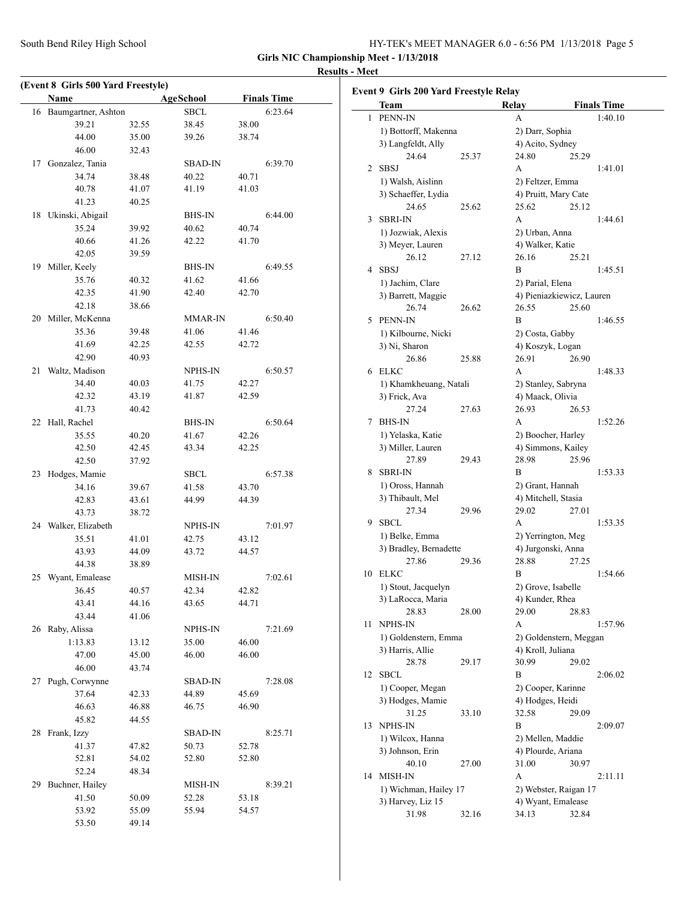**Girls NIC Championship Meet - 1/13/2018**

**Results - Meet**

### (Event 8 Girls 500 Yard Freestyle)

| | Name | AgeSchool | Finals Time |
|---|---|---|---|
| 16 | Baumgartner, Ashton | SBCL | 6:23.64 |
| | 39.21 / 32.55 / 38.45 / 38.00 / 44.00 / 35.00 / 39.26 / 38.74 / 46.00 / 32.43 | | |
| 17 | Gonzalez, Tania | SBAD-IN | 6:39.70 |
| | 34.74 / 38.48 / 40.22 / 40.71 / 40.78 / 41.07 / 41.19 / 41.03 / 41.23 / 40.25 | | |
| 18 | Ukinski, Abigail | BHS-IN | 6:44.00 |
| | 35.24 / 39.92 / 40.62 / 40.74 / 40.66 / 41.26 / 42.22 / 41.70 / 42.05 / 39.59 | | |
| 19 | Miller, Keely | BHS-IN | 6:49.55 |
| | 35.76 / 40.32 / 41.62 / 41.66 / 42.35 / 41.90 / 42.40 / 42.70 / 42.18 / 38.66 | | |
| 20 | Miller, McKenna | MMAR-IN | 6:50.40 |
| | 35.36 / 39.48 / 41.06 / 41.46 / 41.69 / 42.25 / 42.55 / 42.72 / 42.90 / 40.93 | | |
| 21 | Waltz, Madison | NPHS-IN | 6:50.57 |
| | 34.40 / 40.03 / 41.75 / 42.27 / 42.32 / 43.19 / 41.87 / 42.59 / 41.73 / 40.42 | | |
| 22 | Hall, Rachel | BHS-IN | 6:50.64 |
| | 35.55 / 40.20 / 41.67 / 42.26 / 42.50 / 42.45 / 43.34 / 42.25 / 42.50 / 37.92 | | |
| 23 | Hodges, Mamie | SBCL | 6:57.38 |
| | 34.16 / 39.67 / 41.58 / 43.70 / 42.83 / 43.61 / 44.99 / 44.39 / 43.73 / 38.72 | | |
| 24 | Walker, Elizabeth | NPHS-IN | 7:01.97 |
| | 35.51 / 41.01 / 42.75 / 43.12 / 43.93 / 44.09 / 43.72 / 44.57 / 44.38 / 38.89 | | |
| 25 | Wyant, Emalease | MISH-IN | 7:02.61 |
| | 36.45 / 40.57 / 42.34 / 42.82 / 43.41 / 44.16 / 43.65 / 44.71 / 43.44 / 41.06 | | |
| 26 | Raby, Alissa | NPHS-IN | 7:21.69 |
| | 1:13.83 / 13.12 / 35.00 / 46.00 / 47.00 / 45.00 / 46.00 / 46.00 / 46.00 / 43.74 | | |
| 27 | Pugh, Corwynne | SBAD-IN | 7:28.08 |
| | 37.64 / 42.33 / 44.89 / 45.69 / 46.63 / 46.88 / 46.75 / 46.90 / 45.82 / 44.55 | | |
| 28 | Frank, Izzy | SBAD-IN | 8:25.71 |
| | 41.37 / 47.82 / 50.73 / 52.78 / 52.81 / 54.02 / 52.80 / 52.80 / 52.24 / 48.34 | | |
| 29 | Buchner, Hailey | MISH-IN | 8:39.21 |
| | 41.50 / 50.09 / 52.28 / 53.18 / 53.92 / 55.09 / 55.94 / 54.57 / 53.50 / 49.14 | | |

### Event 9 Girls 200 Yard Freestyle Relay

| | Team | Relay | Finals Time |
|---|---|---|---|
| 1 | PENN-IN | A | 1:40.10 |
| | 1) Bottorff, Makenna; 2) Darr, Sophia; 3) Langfeldt, Ally; 4) Acito, Sydney | | |
| | 24.64 / 25.37 / 24.80 / 25.29 | | |
| 2 | SBSJ | A | 1:41.01 |
| | 1) Walsh, Aislinn; 2) Feltzer, Emma; 3) Schaeffer, Lydia; 4) Pruitt, Mary Cate | | |
| | 24.65 / 25.62 / 25.62 / 25.12 | | |
| 3 | SBRI-IN | A | 1:44.61 |
| | 1) Jozwiak, Alexis; 2) Urban, Anna; 3) Meyer, Lauren; 4) Walker, Katie | | |
| | 26.12 / 27.12 / 26.16 / 25.21 | | |
| 4 | SBSJ | B | 1:45.51 |
| | 1) Jachim, Clare; 2) Parial, Elena; 3) Barrett, Maggie; 4) Pieniazkiewicz, Lauren | | |
| | 26.74 / 26.62 / 26.55 / 25.60 | | |
| 5 | PENN-IN | B | 1:46.55 |
| | 1) Kilbourne, Nicki; 2) Costa, Gabby; 3) Ni, Sharon; 4) Koszyk, Logan | | |
| | 26.86 / 25.88 / 26.91 / 26.90 | | |
| 6 | ELKC | A | 1:48.33 |
| | 1) Khamkheuang, Natali; 2) Stanley, Sabryna; 3) Frick, Ava; 4) Maack, Olivia | | |
| | 27.24 / 27.63 / 26.93 / 26.53 | | |
| 7 | BHS-IN | A | 1:52.26 |
| | 1) Yelaska, Katie; 2) Boocher, Harley; 3) Miller, Lauren; 4) Simmons, Kailey | | |
| | 27.89 / 29.43 / 28.98 / 25.96 | | |
| 8 | SBRI-IN | B | 1:53.33 |
| | 1) Oross, Hannah; 2) Grant, Hannah; 3) Thibault, Mel; 4) Mitchell, Stasia | | |
| | 27.34 / 29.96 / 29.02 / 27.01 | | |
| 9 | SBCL | A | 1:53.35 |
| | 1) Belke, Emma; 2) Yerrington, Meg; 3) Bradley, Bernadette; 4) Jurgonski, Anna | | |
| | 27.86 / 29.36 / 28.88 / 27.25 | | |
| 10 | ELKC | B | 1:54.66 |
| | 1) Stout, Jacquelyn; 2) Grove, Isabelle; 3) LaRocca, Maria; 4) Kunder, Rhea | | |
| | 28.83 / 28.00 / 29.00 / 28.83 | | |
| 11 | NPHS-IN | A | 1:57.96 |
| | 1) Goldenstern, Emma; 2) Goldenstern, Meggan; 3) Harris, Allie; 4) Kroll, Juliana | | |
| | 28.78 / 29.17 / 30.99 / 29.02 | | |
| 12 | SBCL | B | 2:06.02 |
| | 1) Cooper, Megan; 2) Cooper, Karinne; 3) Hodges, Mamie; 4) Hodges, Heidi | | |
| | 31.25 / 33.10 / 32.58 / 29.09 | | |
| 13 | NPHS-IN | B | 2:09.07 |
| | 1) Wilcox, Hanna; 2) Mellen, Maddie; 3) Johnson, Erin; 4) Plourde, Ariana | | |
| | 40.10 / 27.00 / 31.00 / 30.97 | | |
| 14 | MISH-IN | A | 2:11.11 |
| | 1) Wichman, Hailey 17; 2) Webster, Raigan 17; 3) Harvey, Liz 15; 4) Wyant, Emalease | | |
| | 31.98 / 32.16 / 34.13 / 32.84 | | |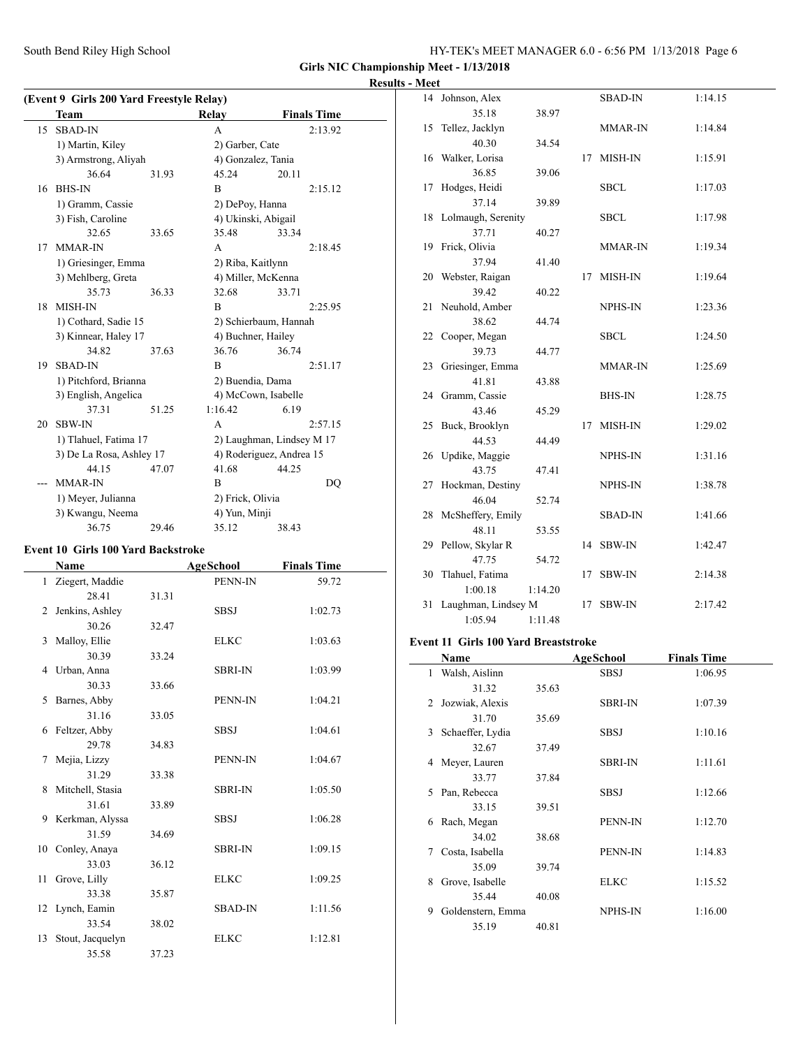**Girls NIC Championship Meet - 1/13/2018**

**Results - Meet**

### (Event 9 Girls 200 Yard Freestyle Relay)

| | Team | Relay | Finals Time |
|---|---|---|---|
| 15 | SBAD-IN | A | 2:13.92 |
| | 1) Martin, Kiley | 2) Garber, Cate | |
| | 3) Armstrong, Aliyah | 4) Gonzalez, Tania | |
| | 36.64 31.93 | 45.24 20.11 | |
| 16 | BHS-IN | B | 2:15.12 |
| | 1) Gramm, Cassie | 2) DePoy, Hanna | |
| | 3) Fish, Caroline | 4) Ukinski, Abigail | |
| | 32.65 33.65 | 35.48 33.34 | |
| 17 | MMAR-IN | A | 2:18.45 |
| | 1) Griesinger, Emma | 2) Riba, Kaitlynn | |
| | 3) Mehlberg, Greta | 4) Miller, McKenna | |
| | 35.73 36.33 | 32.68 33.71 | |
| 18 | MISH-IN | B | 2:25.95 |
| | 1) Cothard, Sadie 15 | 2) Schierbaum, Hannah | |
| | 3) Kinnear, Haley 17 | 4) Buchner, Hailey | |
| | 34.82 37.63 | 36.76 36.74 | |
| 19 | SBAD-IN | B | 2:51.17 |
| | 1) Pitchford, Brianna | 2) Buendia, Dama | |
| | 3) English, Angelica | 4) McCown, Isabelle | |
| | 37.31 51.25 | 1:16.42 6.19 | |
| 20 | SBW-IN | A | 2:57.15 |
| | 1) Tlahuel, Fatima 17 | 2) Laughman, Lindsey M 17 | |
| | 3) De La Rosa, Ashley 17 | 4) Roderiguez, Andrea 15 | |
| | 44.15 47.07 | 41.68 44.25 | |
| --- | MMAR-IN | B | DQ |
| | 1) Meyer, Julianna | 2) Frick, Olivia | |
| | 3) Kwangu, Neema | 4) Yun, Minji | |
| | 36.75 29.46 | 35.12 38.43 | |

### Event 10 Girls 100 Yard Backstroke

| | Name | Age | School | Finals Time |
|---|---|---|---|---|
| 1 | Ziegert, Maddie | | PENN-IN | 59.72 |
| | 28.41 31.31 | | | |
| 2 | Jenkins, Ashley | | SBSJ | 1:02.73 |
| | 30.26 32.47 | | | |
| 3 | Malloy, Ellie | | ELKC | 1:03.63 |
| | 30.39 33.24 | | | |
| 4 | Urban, Anna | | SBRI-IN | 1:03.99 |
| | 30.33 33.66 | | | |
| 5 | Barnes, Abby | | PENN-IN | 1:04.21 |
| | 31.16 33.05 | | | |
| 6 | Feltzer, Abby | | SBSJ | 1:04.61 |
| | 29.78 34.83 | | | |
| 7 | Mejia, Lizzy | | PENN-IN | 1:04.67 |
| | 31.29 33.38 | | | |
| 8 | Mitchell, Stasia | | SBRI-IN | 1:05.50 |
| | 31.61 33.89 | | | |
| 9 | Kerkman, Alyssa | | SBSJ | 1:06.28 |
| | 31.59 34.69 | | | |
| 10 | Conley, Anaya | | SBRI-IN | 1:09.15 |
| | 33.03 36.12 | | | |
| 11 | Grove, Lilly | | ELKC | 1:09.25 |
| | 33.38 35.87 | | | |
| 12 | Lynch, Eamin | | SBAD-IN | 1:11.56 |
| | 33.54 38.02 | | | |
| 13 | Stout, Jacquelyn | | ELKC | 1:12.81 |
| | 35.58 37.23 | | | |
| 14 | Johnson, Alex | | SBAD-IN | 1:14.15 |
| | 35.18 38.97 | | | |
| 15 | Tellez, Jacklyn | | MMAR-IN | 1:14.84 |
| | 40.30 34.54 | | | |
| 16 | Walker, Lorisa | 17 | MISH-IN | 1:15.91 |
| | 36.85 39.06 | | | |
| 17 | Hodges, Heidi | | SBCL | 1:17.03 |
| | 37.14 39.89 | | | |
| 18 | Lolmaugh, Serenity | | SBCL | 1:17.98 |
| | 37.71 40.27 | | | |
| 19 | Frick, Olivia | | MMAR-IN | 1:19.34 |
| | 37.94 41.40 | | | |
| 20 | Webster, Raigan | 17 | MISH-IN | 1:19.64 |
| | 39.42 40.22 | | | |
| 21 | Neuhold, Amber | | NPHS-IN | 1:23.36 |
| | 38.62 44.74 | | | |
| 22 | Cooper, Megan | | SBCL | 1:24.50 |
| | 39.73 44.77 | | | |
| 23 | Griesinger, Emma | | MMAR-IN | 1:25.69 |
| | 41.81 43.88 | | | |
| 24 | Gramm, Cassie | | BHS-IN | 1:28.75 |
| | 43.46 45.29 | | | |
| 25 | Buck, Brooklyn | 17 | MISH-IN | 1:29.02 |
| | 44.53 44.49 | | | |
| 26 | Updike, Maggie | | NPHS-IN | 1:31.16 |
| | 43.75 47.41 | | | |
| 27 | Hockman, Destiny | | NPHS-IN | 1:38.78 |
| | 46.04 52.74 | | | |
| 28 | McSheffery, Emily | | SBAD-IN | 1:41.66 |
| | 48.11 53.55 | | | |
| 29 | Pellow, Skylar R | 14 | SBW-IN | 1:42.47 |
| | 47.75 54.72 | | | |
| 30 | Tlahuel, Fatima | 17 | SBW-IN | 2:14.38 |
| | 1:00.18 1:14.20 | | | |
| 31 | Laughman, Lindsey M | 17 | SBW-IN | 2:17.42 |
| | 1:05.94 1:11.48 | | | |

### Event 11 Girls 100 Yard Breaststroke

| | Name | Age | School | Finals Time |
|---|---|---|---|---|
| 1 | Walsh, Aislinn | | SBSJ | 1:06.95 |
| | 31.32 35.63 | | | |
| 2 | Jozwiak, Alexis | | SBRI-IN | 1:07.39 |
| | 31.70 35.69 | | | |
| 3 | Schaeffer, Lydia | | SBSJ | 1:10.16 |
| | 32.67 37.49 | | | |
| 4 | Meyer, Lauren | | SBRI-IN | 1:11.61 |
| | 33.77 37.84 | | | |
| 5 | Pan, Rebecca | | SBSJ | 1:12.66 |
| | 33.15 39.51 | | | |
| 6 | Rach, Megan | | PENN-IN | 1:12.70 |
| | 34.02 38.68 | | | |
| 7 | Costa, Isabella | | PENN-IN | 1:14.83 |
| | 35.09 39.74 | | | |
| 8 | Grove, Isabelle | | ELKC | 1:15.52 |
| | 35.44 40.08 | | | |
| 9 | Goldenstern, Emma | | NPHS-IN | 1:16.00 |
| | 35.19 40.81 | | | |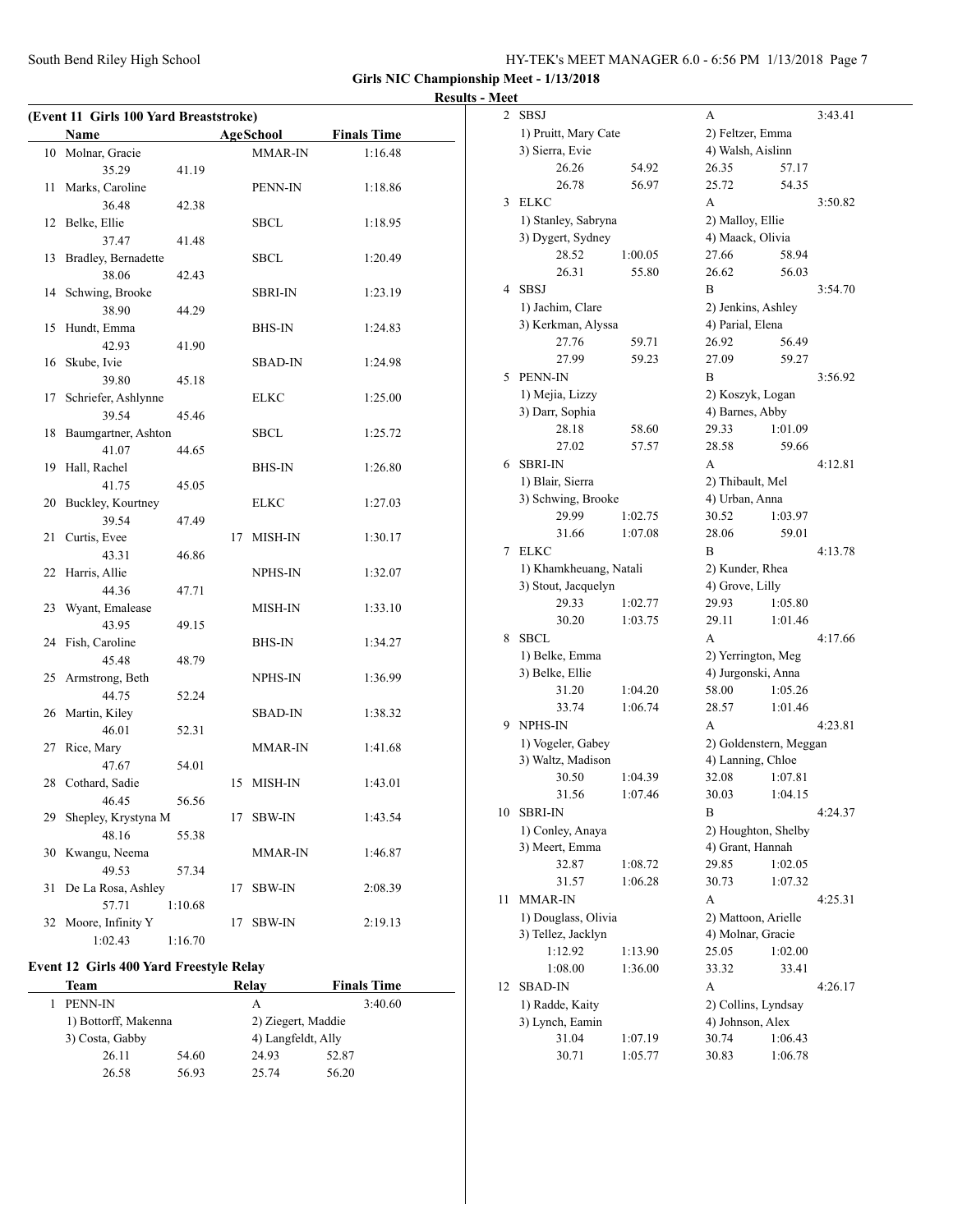**Girls NIC Championship Meet - 1/13/2018**

**Results - Meet**

### (Event 11 Girls 100 Yard Breaststroke)

| | Name | | Age | School | Finals Time |
|---|---|---|---|---|---|
| 10 | Molnar, Gracie | | | MMAR-IN | 1:16.48 |
| | 35.29 | 41.19 | | | |
| 11 | Marks, Caroline | | | PENN-IN | 1:18.86 |
| | 36.48 | 42.38 | | | |
| 12 | Belke, Ellie | | | SBCL | 1:18.95 |
| | 37.47 | 41.48 | | | |
| 13 | Bradley, Bernadette | | | SBCL | 1:20.49 |
| | 38.06 | 42.43 | | | |
| 14 | Schwing, Brooke | | | SBRI-IN | 1:23.19 |
| | 38.90 | 44.29 | | | |
| 15 | Hundt, Emma | | | BHS-IN | 1:24.83 |
| | 42.93 | 41.90 | | | |
| 16 | Skube, Ivie | | | SBAD-IN | 1:24.98 |
| | 39.80 | 45.18 | | | |
| 17 | Schriefer, Ashlynne | | | ELKC | 1:25.00 |
| | 39.54 | 45.46 | | | |
| 18 | Baumgartner, Ashton | | | SBCL | 1:25.72 |
| | 41.07 | 44.65 | | | |
| 19 | Hall, Rachel | | | BHS-IN | 1:26.80 |
| | 41.75 | 45.05 | | | |
| 20 | Buckley, Kourtney | | | ELKC | 1:27.03 |
| | 39.54 | 47.49 | | | |
| 21 | Curtis, Evee | | 17 | MISH-IN | 1:30.17 |
| | 43.31 | 46.86 | | | |
| 22 | Harris, Allie | | | NPHS-IN | 1:32.07 |
| | 44.36 | 47.71 | | | |
| 23 | Wyant, Emalease | | | MISH-IN | 1:33.10 |
| | 43.95 | 49.15 | | | |
| 24 | Fish, Caroline | | | BHS-IN | 1:34.27 |
| | 45.48 | 48.79 | | | |
| 25 | Armstrong, Beth | | | NPHS-IN | 1:36.99 |
| | 44.75 | 52.24 | | | |
| 26 | Martin, Kiley | | | SBAD-IN | 1:38.32 |
| | 46.01 | 52.31 | | | |
| 27 | Rice, Mary | | | MMAR-IN | 1:41.68 |
| | 47.67 | 54.01 | | | |
| 28 | Cothard, Sadie | | 15 | MISH-IN | 1:43.01 |
| | 46.45 | 56.56 | | | |
| 29 | Shepley, Krystyna M | | 17 | SBW-IN | 1:43.54 |
| | 48.16 | 55.38 | | | |
| 30 | Kwangu, Neema | | | MMAR-IN | 1:46.87 |
| | 49.53 | 57.34 | | | |
| 31 | De La Rosa, Ashley | | 17 | SBW-IN | 2:08.39 |
| | 57.71 | 1:10.68 | | | |
| 32 | Moore, Infinity Y | | 17 | SBW-IN | 2:19.13 |
| | 1:02.43 | 1:16.70 | | | |

### Event 12 Girls 400 Yard Freestyle Relay

| | Team | | Relay | | Finals Time |
|---|---|---|---|---|---|
| 1 | PENN-IN | | A | | 3:40.60 |
| | 1) Bottorff, Makenna | | 2) Ziegert, Maddie | | |
| | 3) Costa, Gabby | | 4) Langfeldt, Ally | | |
| | 26.11 | 54.60 | 24.93 | 52.87 | |
| | 26.58 | 56.93 | 25.74 | 56.20 | |
| 2 | SBSJ | | A | | 3:43.41 |
| | 1) Pruitt, Mary Cate | | 2) Feltzer, Emma | | |
| | 3) Sierra, Evie | | 4) Walsh, Aislinn | | |
| | 26.26 | 54.92 | 26.35 | 57.17 | |
| | 26.78 | 56.97 | 25.72 | 54.35 | |
| 3 | ELKC | | A | | 3:50.82 |
| | 1) Stanley, Sabryna | | 2) Malloy, Ellie | | |
| | 3) Dygert, Sydney | | 4) Maack, Olivia | | |
| | 28.52 | 1:00.05 | 27.66 | 58.94 | |
| | 26.31 | 55.80 | 26.62 | 56.03 | |
| 4 | SBSJ | | B | | 3:54.70 |
| | 1) Jachim, Clare | | 2) Jenkins, Ashley | | |
| | 3) Kerkman, Alyssa | | 4) Parial, Elena | | |
| | 27.76 | 59.71 | 26.92 | 56.49 | |
| | 27.99 | 59.23 | 27.09 | 59.27 | |
| 5 | PENN-IN | | B | | 3:56.92 |
| | 1) Mejia, Lizzy | | 2) Koszyk, Logan | | |
| | 3) Darr, Sophia | | 4) Barnes, Abby | | |
| | 28.18 | 58.60 | 29.33 | 1:01.09 | |
| | 27.02 | 57.57 | 28.58 | 59.66 | |
| 6 | SBRI-IN | | A | | 4:12.81 |
| | 1) Blair, Sierra | | 2) Thibault, Mel | | |
| | 3) Schwing, Brooke | | 4) Urban, Anna | | |
| | 29.99 | 1:02.75 | 30.52 | 1:03.97 | |
| | 31.66 | 1:07.08 | 28.06 | 59.01 | |
| 7 | ELKC | | B | | 4:13.78 |
| | 1) Khamkheuang, Natali | | 2) Kunder, Rhea | | |
| | 3) Stout, Jacquelyn | | 4) Grove, Lilly | | |
| | 29.33 | 1:02.77 | 29.93 | 1:05.80 | |
| | 30.20 | 1:03.75 | 29.11 | 1:01.46 | |
| 8 | SBCL | | A | | 4:17.66 |
| | 1) Belke, Emma | | 2) Yerrington, Meg | | |
| | 3) Belke, Ellie | | 4) Jurgonski, Anna | | |
| | 31.20 | 1:04.20 | 58.00 | 1:05.26 | |
| | 33.74 | 1:06.74 | 28.57 | 1:01.46 | |
| 9 | NPHS-IN | | A | | 4:23.81 |
| | 1) Vogeler, Gabey | | 2) Goldenstern, Meggan | | |
| | 3) Waltz, Madison | | 4) Lanning, Chloe | | |
| | 30.50 | 1:04.39 | 32.08 | 1:07.81 | |
| | 31.56 | 1:07.46 | 30.03 | 1:04.15 | |
| 10 | SBRI-IN | | B | | 4:24.37 |
| | 1) Conley, Anaya | | 2) Houghton, Shelby | | |
| | 3) Meert, Emma | | 4) Grant, Hannah | | |
| | 32.87 | 1:08.72 | 29.85 | 1:02.05 | |
| | 31.57 | 1:06.28 | 30.73 | 1:07.32 | |
| 11 | MMAR-IN | | A | | 4:25.31 |
| | 1) Douglass, Olivia | | 2) Mattoon, Arielle | | |
| | 3) Tellez, Jacklyn | | 4) Molnar, Gracie | | |
| | 1:12.92 | 1:13.90 | 25.05 | 1:02.00 | |
| | 1:08.00 | 1:36.00 | 33.32 | 33.41 | |
| 12 | SBAD-IN | | A | | 4:26.17 |
| | 1) Radde, Kaity | | 2) Collins, Lyndsay | | |
| | 3) Lynch, Eamin | | 4) Johnson, Alex | | |
| | 31.04 | 1:07.19 | 30.74 | 1:06.43 | |
| | 30.71 | 1:05.77 | 30.83 | 1:06.78 | |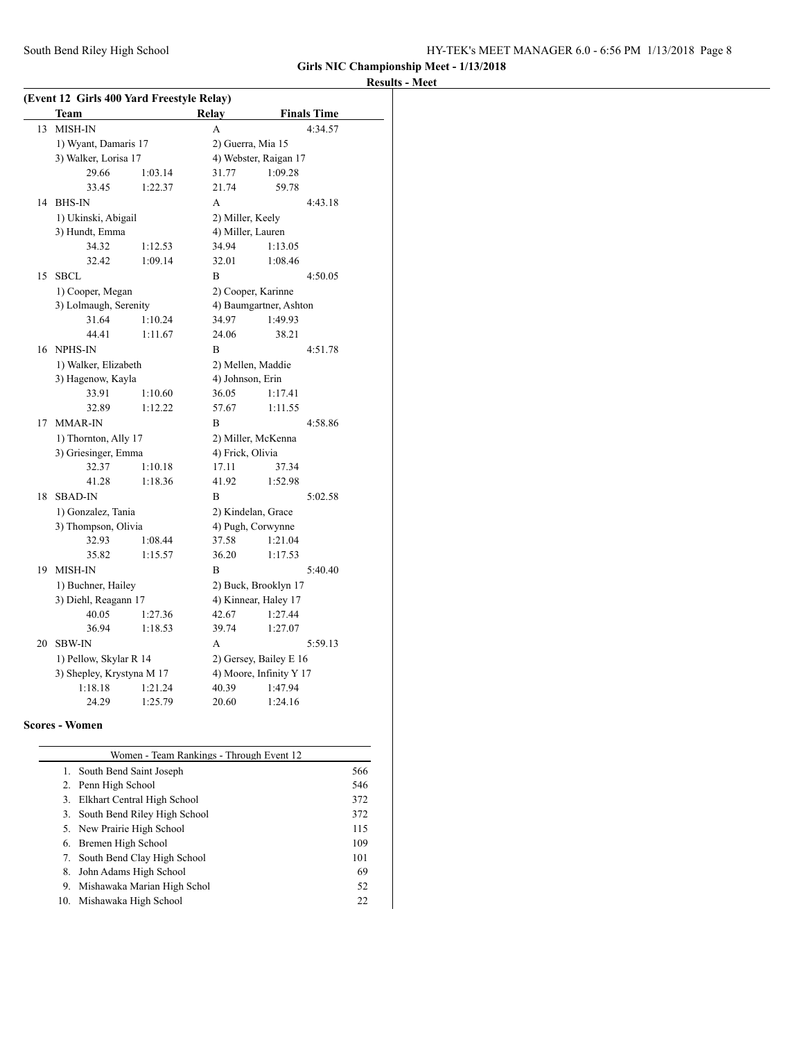**Girls NIC Championship Meet - 1/13/2018**

**Results - Meet**

**(Event 12 Girls 400 Yard Freestyle Relay)**

| | Team | | Relay | | Finals Time |
|---|---|---|---|---|---|
| 13 | MISH-IN | | A | | 4:34.57 |
| | 1) Wyant, Damaris 17 | | 2) Guerra, Mia 15 | | |
| | 3) Walker, Lorisa 17 | | 4) Webster, Raigan 17 | | |
| | 29.66 | 1:03.14 | 31.77 | 1:09.28 | |
| | 33.45 | 1:22.37 | 21.74 | 59.78 | |
| 14 | BHS-IN | | A | | 4:43.18 |
| | 1) Ukinski, Abigail | | 2) Miller, Keely | | |
| | 3) Hundt, Emma | | 4) Miller, Lauren | | |
| | 34.32 | 1:12.53 | 34.94 | 1:13.05 | |
| | 32.42 | 1:09.14 | 32.01 | 1:08.46 | |
| 15 | SBCL | | B | | 4:50.05 |
| | 1) Cooper, Megan | | 2) Cooper, Karinne | | |
| | 3) Lolmaugh, Serenity | | 4) Baumgartner, Ashton | | |
| | 31.64 | 1:10.24 | 34.97 | 1:49.93 | |
| | 44.41 | 1:11.67 | 24.06 | 38.21 | |
| 16 | NPHS-IN | | B | | 4:51.78 |
| | 1) Walker, Elizabeth | | 2) Mellen, Maddie | | |
| | 3) Hagenow, Kayla | | 4) Johnson, Erin | | |
| | 33.91 | 1:10.60 | 36.05 | 1:17.41 | |
| | 32.89 | 1:12.22 | 57.67 | 1:11.55 | |
| 17 | MMAR-IN | | B | | 4:58.86 |
| | 1) Thornton, Ally 17 | | 2) Miller, McKenna | | |
| | 3) Griesinger, Emma | | 4) Frick, Olivia | | |
| | 32.37 | 1:10.18 | 17.11 | 37.34 | |
| | 41.28 | 1:18.36 | 41.92 | 1:52.98 | |
| 18 | SBAD-IN | | B | | 5:02.58 |
| | 1) Gonzalez, Tania | | 2) Kindelan, Grace | | |
| | 3) Thompson, Olivia | | 4) Pugh, Corwynne | | |
| | 32.93 | 1:08.44 | 37.58 | 1:21.04 | |
| | 35.82 | 1:15.57 | 36.20 | 1:17.53 | |
| 19 | MISH-IN | | B | | 5:40.40 |
| | 1) Buchner, Hailey | | 2) Buck, Brooklyn 17 | | |
| | 3) Diehl, Reagann 17 | | 4) Kinnear, Haley 17 | | |
| | 40.05 | 1:27.36 | 42.67 | 1:27.44 | |
| | 36.94 | 1:18.53 | 39.74 | 1:27.07 | |
| 20 | SBW-IN | | A | | 5:59.13 |
| | 1) Pellow, Skylar R 14 | | 2) Gersey, Bailey E 16 | | |
| | 3) Shepley, Krystyna M 17 | | 4) Moore, Infinity Y 17 | | |
| | 1:18.18 | 1:21.24 | 40.39 | 1:47.94 | |
| | 24.29 | 1:25.79 | 20.60 | 1:24.16 | |

**Scores - Women**

| Women - Team Rankings - Through Event 12 | | |
|---|---|---|
| 1. | South Bend Saint Joseph | 566 |
| 2. | Penn High School | 546 |
| 3. | Elkhart Central High School | 372 |
| 3. | South Bend Riley High School | 372 |
| 5. | New Prairie High School | 115 |
| 6. | Bremen High School | 109 |
| 7. | South Bend Clay High School | 101 |
| 8. | John Adams High School | 69 |
| 9. | Mishawaka Marian High Schol | 52 |
| 10. | Mishawaka High School | 22 |